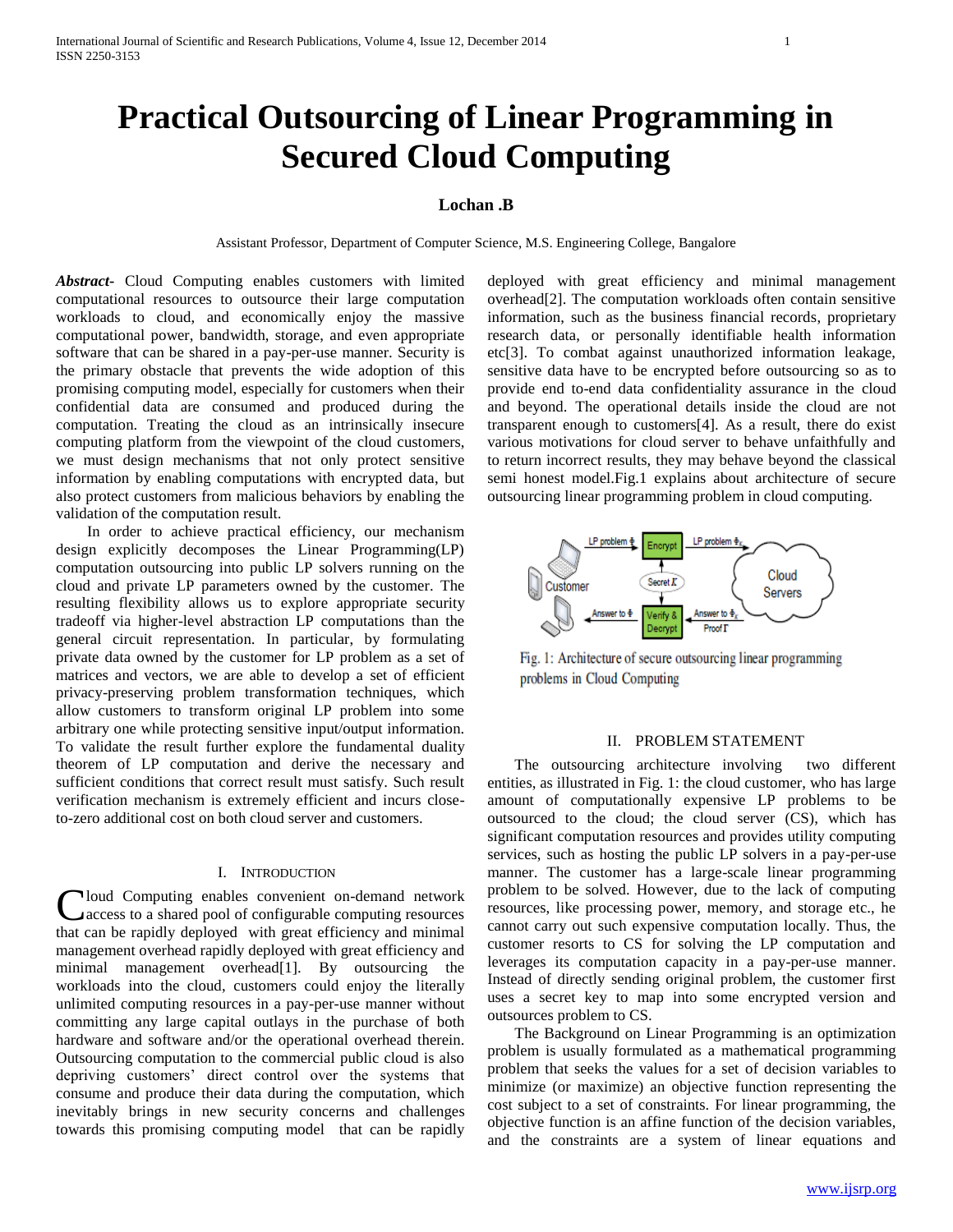# Practical Outsourcing of Linear Programming in Secured Cloud Computing

**Lochan .B**

Assistant Professor, Department of Computer Science, M.S. Engineering College, Bangalore

***Abstract*-** Cloud Computing enables customers with limited computational resources to outsource their large computation workloads to cloud, and economically enjoy the massive computational power, bandwidth, storage, and even appropriate software that can be shared in a pay-per-use manner. Security is the primary obstacle that prevents the wide adoption of this promising computing model, especially for customers when their confidential data are consumed and produced during the computation. Treating the cloud as an intrinsically insecure computing platform from the viewpoint of the cloud customers, we must design mechanisms that not only protect sensitive information by enabling computations with encrypted data, but also protect customers from malicious behaviors by enabling the validation of the computation result.

In order to achieve practical efficiency, our mechanism design explicitly decomposes the Linear Programming(LP) computation outsourcing into public LP solvers running on the cloud and private LP parameters owned by the customer. The resulting flexibility allows us to explore appropriate security tradeoff via higher-level abstraction LP computations than the general circuit representation. In particular, by formulating private data owned by the customer for LP problem as a set of matrices and vectors, we are able to develop a set of efficient privacy-preserving problem transformation techniques, which allow customers to transform original LP problem into some arbitrary one while protecting sensitive input/output information. To validate the result further explore the fundamental duality theorem of LP computation and derive the necessary and sufficient conditions that correct result must satisfy. Such result verification mechanism is extremely efficient and incurs close-to-zero additional cost on both cloud server and customers.

## I. Introduction

Cloud Computing enables convenient on-demand network access to a shared pool of configurable computing resources that can be rapidly deployed with great efficiency and minimal management overhead rapidly deployed with great efficiency and minimal management overhead[1]. By outsourcing the workloads into the cloud, customers could enjoy the literally unlimited computing resources in a pay-per-use manner without committing any large capital outlays in the purchase of both hardware and software and/or the operational overhead therein. Outsourcing computation to the commercial public cloud is also depriving customers' direct control over the systems that consume and produce their data during the computation, which inevitably brings in new security concerns and challenges towards this promising computing model that can be rapidly deployed with great efficiency and minimal management overhead[2]. The computation workloads often contain sensitive information, such as the business financial records, proprietary research data, or personally identifiable health information etc[3]. To combat against unauthorized information leakage, sensitive data have to be encrypted before outsourcing so as to provide end to-end data confidentiality assurance in the cloud and beyond. The operational details inside the cloud are not transparent enough to customers[4]. As a result, there do exist various motivations for cloud server to behave unfaithfully and to return incorrect results, they may behave beyond the classical semi honest model.Fig.1 explains about architecture of secure outsourcing linear programming problem in cloud computing.

Fig. 1: Architecture of secure outsourcing linear programming problems in Cloud Computing

## II. Problem Statement

The outsourcing architecture involving two different entities, as illustrated in Fig. 1: the cloud customer, who has large amount of computationally expensive LP problems to be outsourced to the cloud; the cloud server (CS), which has significant computation resources and provides utility computing services, such as hosting the public LP solvers in a pay-per-use manner. The customer has a large-scale linear programming problem to be solved. However, due to the lack of computing resources, like processing power, memory, and storage etc., he cannot carry out such expensive computation locally. Thus, the customer resorts to CS for solving the LP computation and leverages its computation capacity in a pay-per-use manner. Instead of directly sending original problem, the customer first uses a secret key to map into some encrypted version and outsources problem to CS.

The Background on Linear Programming is an optimization problem is usually formulated as a mathematical programming problem that seeks the values for a set of decision variables to minimize (or maximize) an objective function representing the cost subject to a set of constraints. For linear programming, the objective function is an affine function of the decision variables, and the constraints are a system of linear equations and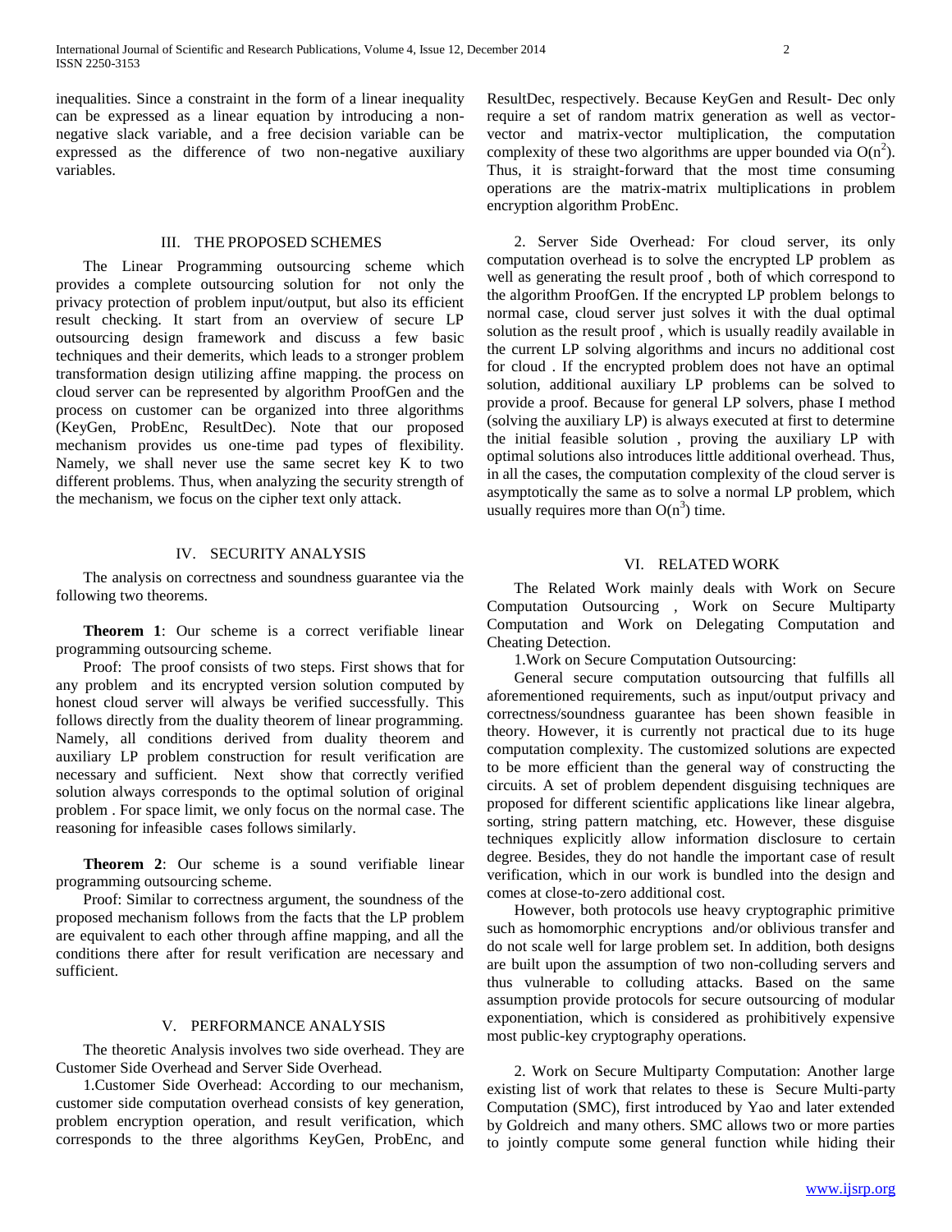inequalities. Since a constraint in the form of a linear inequality can be expressed as a linear equation by introducing a non-negative slack variable, and a free decision variable can be expressed as the difference of two non-negative auxiliary variables.

## III. THE PROPOSED SCHEMES

The Linear Programming outsourcing scheme which provides a complete outsourcing solution for not only the privacy protection of problem input/output, but also its efficient result checking. It start from an overview of secure LP outsourcing design framework and discuss a few basic techniques and their demerits, which leads to a stronger problem transformation design utilizing affine mapping. the process on cloud server can be represented by algorithm ProofGen and the process on customer can be organized into three algorithms (KeyGen, ProbEnc, ResultDec). Note that our proposed mechanism provides us one-time pad types of flexibility. Namely, we shall never use the same secret key K to two different problems. Thus, when analyzing the security strength of the mechanism, we focus on the cipher text only attack.

## IV. SECURITY ANALYSIS

The analysis on correctness and soundness guarantee via the following two theorems.

**Theorem 1**: Our scheme is a correct verifiable linear programming outsourcing scheme.

Proof: The proof consists of two steps. First shows that for any problem and its encrypted version solution computed by honest cloud server will always be verified successfully. This follows directly from the duality theorem of linear programming. Namely, all conditions derived from duality theorem and auxiliary LP problem construction for result verification are necessary and sufficient. Next show that correctly verified solution always corresponds to the optimal solution of original problem . For space limit, we only focus on the normal case. The reasoning for infeasible cases follows similarly.

**Theorem 2**: Our scheme is a sound verifiable linear programming outsourcing scheme.

Proof: Similar to correctness argument, the soundness of the proposed mechanism follows from the facts that the LP problem are equivalent to each other through affine mapping, and all the conditions there after for result verification are necessary and sufficient.

## V. PERFORMANCE ANALYSIS

The theoretic Analysis involves two side overhead. They are Customer Side Overhead and Server Side Overhead.

1.Customer Side Overhead: According to our mechanism, customer side computation overhead consists of key generation, problem encryption operation, and result verification, which corresponds to the three algorithms KeyGen, ProbEnc, and ResultDec, respectively. Because KeyGen and Result- Dec only require a set of random matrix generation as well as vector-vector and matrix-vector multiplication, the computation complexity of these two algorithms are upper bounded via $O(n^2)$. Thus, it is straight-forward that the most time consuming operations are the matrix-matrix multiplications in problem encryption algorithm ProbEnc.

2. Server Side Overhead: For cloud server, its only computation overhead is to solve the encrypted LP problem as well as generating the result proof , both of which correspond to the algorithm ProofGen. If the encrypted LP problem belongs to normal case, cloud server just solves it with the dual optimal solution as the result proof , which is usually readily available in the current LP solving algorithms and incurs no additional cost for cloud . If the encrypted problem does not have an optimal solution, additional auxiliary LP problems can be solved to provide a proof. Because for general LP solvers, phase I method (solving the auxiliary LP) is always executed at first to determine the initial feasible solution , proving the auxiliary LP with optimal solutions also introduces little additional overhead. Thus, in all the cases, the computation complexity of the cloud server is asymptotically the same as to solve a normal LP problem, which usually requires more than $O(n^3)$ time.

## VI. RELATED WORK

The Related Work mainly deals with Work on Secure Computation Outsourcing , Work on Secure Multiparty Computation and Work on Delegating Computation and Cheating Detection.

1.Work on Secure Computation Outsourcing:

General secure computation outsourcing that fulfills all aforementioned requirements, such as input/output privacy and correctness/soundness guarantee has been shown feasible in theory. However, it is currently not practical due to its huge computation complexity. The customized solutions are expected to be more efficient than the general way of constructing the circuits. A set of problem dependent disguising techniques are proposed for different scientific applications like linear algebra, sorting, string pattern matching, etc. However, these disguise techniques explicitly allow information disclosure to certain degree. Besides, they do not handle the important case of result verification, which in our work is bundled into the design and comes at close-to-zero additional cost.

However, both protocols use heavy cryptographic primitive such as homomorphic encryptions and/or oblivious transfer and do not scale well for large problem set. In addition, both designs are built upon the assumption of two non-colluding servers and thus vulnerable to colluding attacks. Based on the same assumption provide protocols for secure outsourcing of modular exponentiation, which is considered as prohibitively expensive most public-key cryptography operations.

2. Work on Secure Multiparty Computation: Another large existing list of work that relates to these is Secure Multi-party Computation (SMC), first introduced by Yao and later extended by Goldreich and many others. SMC allows two or more parties to jointly compute some general function while hiding their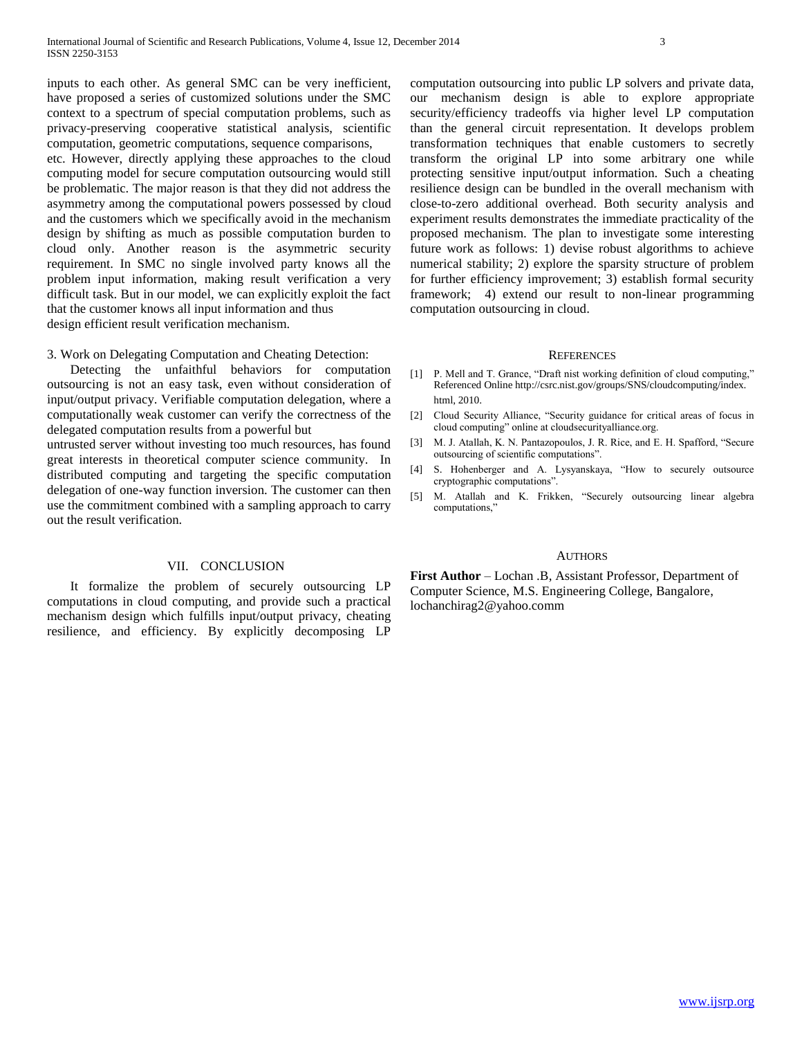inputs to each other. As general SMC can be very inefficient, have proposed a series of customized solutions under the SMC context to a spectrum of special computation problems, such as privacy-preserving cooperative statistical analysis, scientific computation, geometric computations, sequence comparisons, etc. However, directly applying these approaches to the cloud computing model for secure computation outsourcing would still be problematic. The major reason is that they did not address the asymmetry among the computational powers possessed by cloud and the customers which we specifically avoid in the mechanism design by shifting as much as possible computation burden to cloud only. Another reason is the asymmetric security requirement. In SMC no single involved party knows all the problem input information, making result verification a very difficult task. But in our model, we can explicitly exploit the fact that the customer knows all input information and thus design efficient result verification mechanism.

3. Work on Delegating Computation and Cheating Detection:

Detecting the unfaithful behaviors for computation outsourcing is not an easy task, even without consideration of input/output privacy. Verifiable computation delegation, where a computationally weak customer can verify the correctness of the delegated computation results from a powerful but untrusted server without investing too much resources, has found great interests in theoretical computer science community. In distributed computing and targeting the specific computation delegation of one-way function inversion. The customer can then use the commitment combined with a sampling approach to carry out the result verification.

## VII. CONCLUSION

It formalize the problem of securely outsourcing LP computations in cloud computing, and provide such a practical mechanism design which fulfills input/output privacy, cheating resilience, and efficiency. By explicitly decomposing LP computation outsourcing into public LP solvers and private data, our mechanism design is able to explore appropriate security/efficiency tradeoffs via higher level LP computation than the general circuit representation. It develops problem transformation techniques that enable customers to secretly transform the original LP into some arbitrary one while protecting sensitive input/output information. Such a cheating resilience design can be bundled in the overall mechanism with close-to-zero additional overhead. Both security analysis and experiment results demonstrates the immediate practicality of the proposed mechanism. The plan to investigate some interesting future work as follows: 1) devise robust algorithms to achieve numerical stability; 2) explore the sparsity structure of problem for further efficiency improvement; 3) establish formal security framework; 4) extend our result to non-linear programming computation outsourcing in cloud.

## REFERENCES

[1] P. Mell and T. Grance, "Draft nist working definition of cloud computing," Referenced Online http://csrc.nist.gov/groups/SNS/cloudcomputing/index.html, 2010.

[2] Cloud Security Alliance, "Security guidance for critical areas of focus in cloud computing" online at cloudsecurityalliance.org.

[3] M. J. Atallah, K. N. Pantazopoulos, J. R. Rice, and E. H. Spafford, "Secure outsourcing of scientific computations".

[4] S. Hohenberger and A. Lysyanskaya, "How to securely outsource cryptographic computations".

[5] M. Atallah and K. Frikken, "Securely outsourcing linear algebra computations,"

## AUTHORS

**First Author** – Lochan .B, Assistant Professor, Department of Computer Science, M.S. Engineering College, Bangalore, lochanchirag2@yahoo.comm